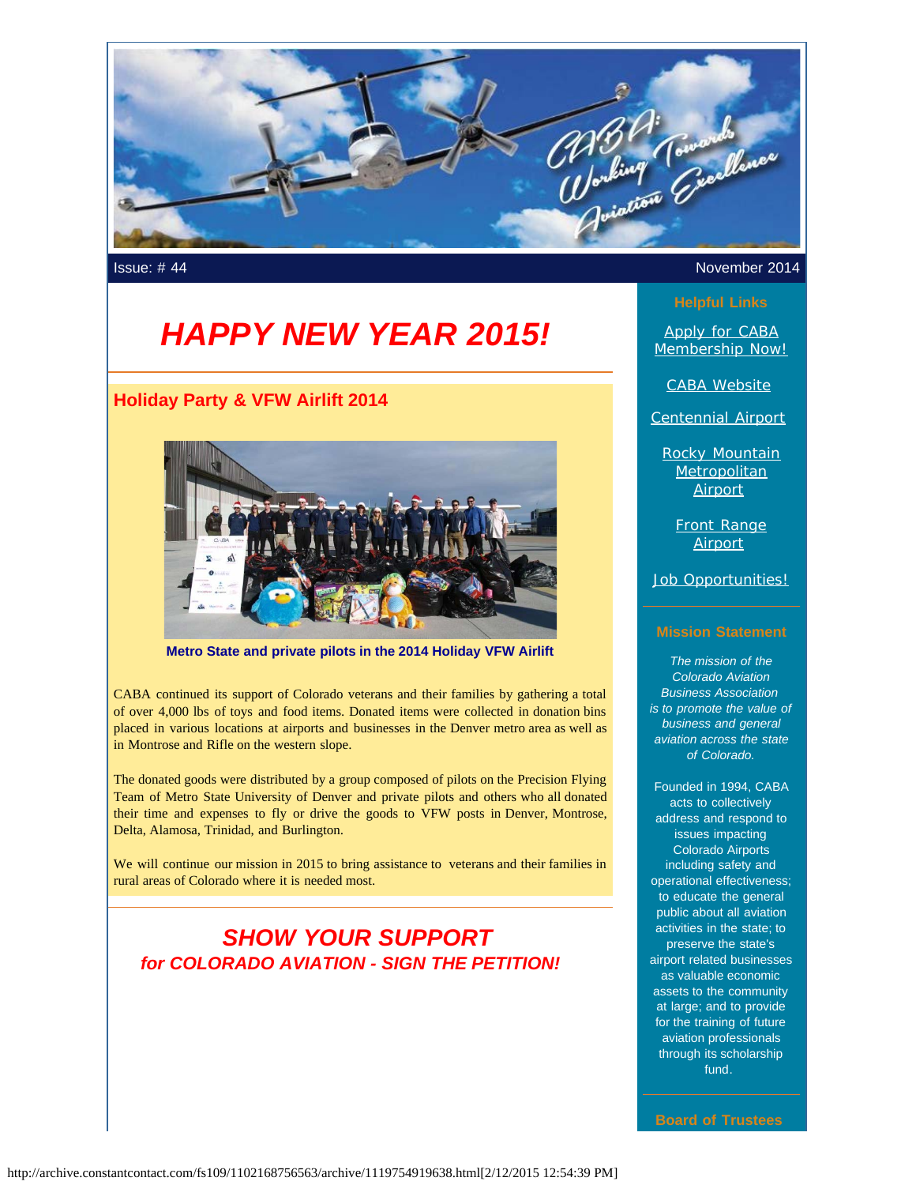Issue: # 44

November 2014

# *HAPPY NEW YEAR 2015!*

## Holiday Party & VFW Airlift 2014

**Metro State and private pilots in the 2014 Holiday VFW Airlift**

CABA continued its support of Colorado veterans and their families by gathering a total of over 4,000 lbs of toys and food items. Donated items were collected in donation bins placed in various locations at airports and businesses in the Denver metro area as well as in Montrose and Rifle on the western slope.

The donated goods were distributed by a group composed of pilots on the Precision Flying Team of Metro State University of Denver and private pilots and others who all donated their time and expenses to fly or drive the goods to VFW posts in Denver, Montrose, Delta, Alamosa, Trinidad, and Burlington.

We will continue our mission in 2015 to bring assistance to veterans and their families in rural areas of Colorado where it is needed most.

## *SHOW YOUR SUPPORT*
### *for COLORADO AVIATION - SIGN THE PETITION!*

**Helpful Links**

- Apply for CABA Membership Now!
- CABA Website
- Centennial Airport
- Rocky Mountain Metropolitan Airport
- Front Range Airport
- Job Opportunities!

**Mission Statement**

*The mission of the Colorado Aviation Business Association is to promote the value of business and general aviation across the state of Colorado.*

Founded in 1994, CABA acts to collectively address and respond to issues impacting Colorado Airports including safety and operational effectiveness; to educate the general public about all aviation activities in the state; to preserve the state's airport related businesses as valuable economic assets to the community at large; and to provide for the training of future aviation professionals through its scholarship fund.

**Board of Trustees**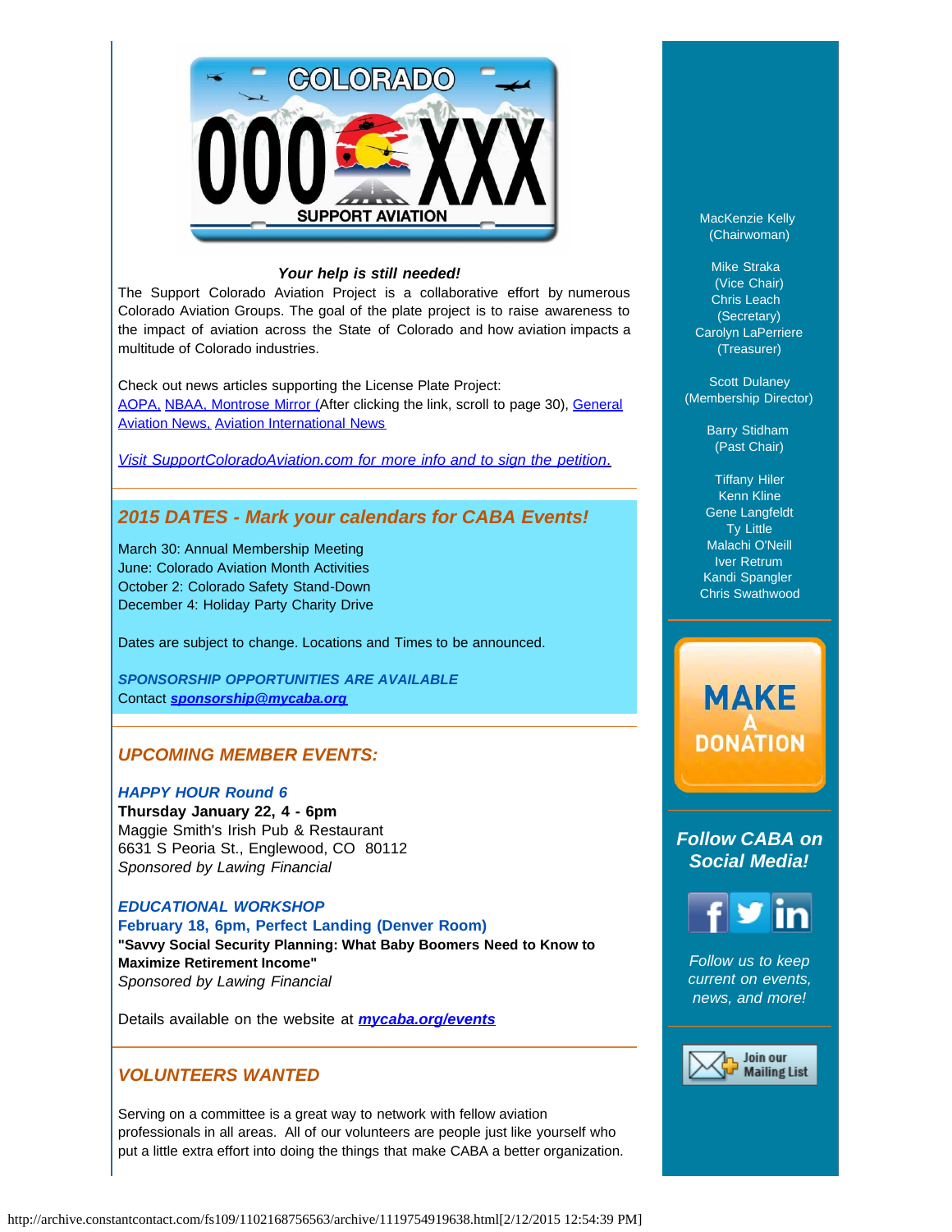***Your help is still needed!***

The Support Colorado Aviation Project is a collaborative effort by numerous Colorado Aviation Groups. The goal of the plate project is to raise awareness to the impact of aviation across the State of Colorado and how aviation impacts a multitude of Colorado industries.

Check out news articles supporting the License Plate Project:
AOPA, NBAA, Montrose Mirror (After clicking the link, scroll to page 30), General Aviation News, Aviation International News

*Visit SupportColoradoAviation.com for more info and to sign the petition.*

## *2015 DATES - Mark your calendars for CABA Events!*

March 30: Annual Membership Meeting
June: Colorado Aviation Month Activities
October 2: Colorado Safety Stand-Down
December 4: Holiday Party Charity Drive

Dates are subject to change. Locations and Times to be announced.

***SPONSORSHIP OPPORTUNITIES ARE AVAILABLE***
Contact ***sponsorship@mycaba.org***

## *UPCOMING MEMBER EVENTS:*

***HAPPY HOUR Round 6***
**Thursday January 22, 4 - 6pm**
Maggie Smith's Irish Pub & Restaurant
6631 S Peoria St., Englewood, CO 80112
*Sponsored by Lawing Financial*

***EDUCATIONAL WORKSHOP***
**February 18, 6pm, Perfect Landing (Denver Room)**
**"Savvy Social Security Planning: What Baby Boomers Need to Know to Maximize Retirement Income"**
*Sponsored by Lawing Financial*

Details available on the website at ***mycaba.org/events***

## *VOLUNTEERS WANTED*

Serving on a committee is a great way to network with fellow aviation professionals in all areas. All of our volunteers are people just like yourself who put a little extra effort into doing the things that make CABA a better organization.

MacKenzie Kelly
(Chairwoman)

Mike Straka
(Vice Chair)
Chris Leach
(Secretary)
Carolyn LaPerriere
(Treasurer)

Scott Dulaney
(Membership Director)

Barry Stidham
(Past Chair)

Tiffany Hiler
Kenn Kline
Gene Langfeldt
Ty Little
Malachi O'Neill
Iver Retrum
Kandi Spangler
Chris Swathwood

MAKE A DONATION

***Follow CABA on Social Media!***

*Follow us to keep current on events, news, and more!*

Join our Mailing List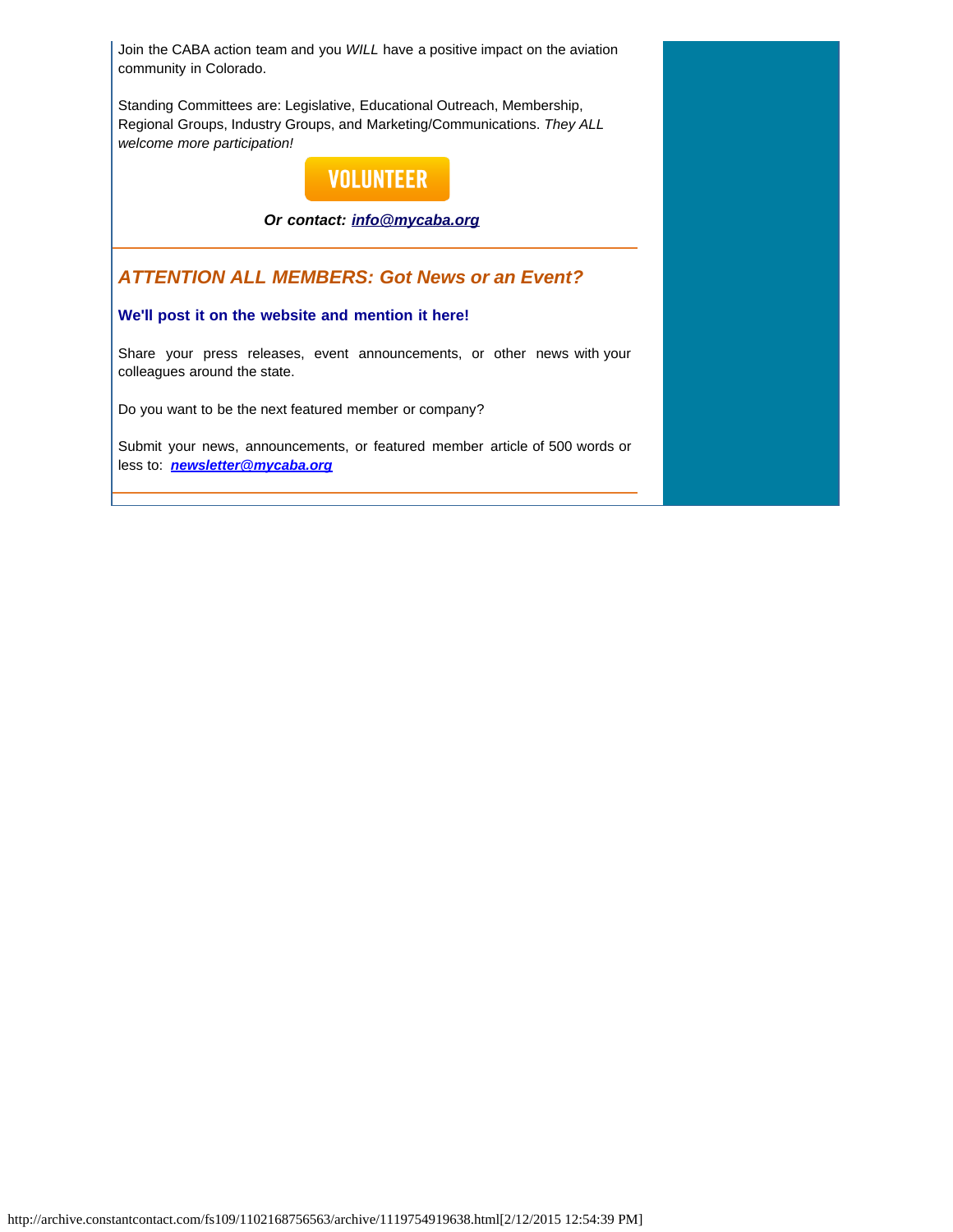Join the CABA action team and you *WILL* have a positive impact on the aviation community in Colorado.

Standing Committees are: Legislative, Educational Outreach, Membership, Regional Groups, Industry Groups, and Marketing/Communications. *They ALL welcome more participation!*

VOLUNTEER

***Or contact: info@mycaba.org***

---

## *ATTENTION ALL MEMBERS: Got News or an Event?*

**We'll post it on the website and mention it here!**

Share your press releases, event announcements, or other news with your colleagues around the state.

Do you want to be the next featured member or company?

Submit your news, announcements, or featured member article of 500 words or less to: ***newsletter@mycaba.org***

---